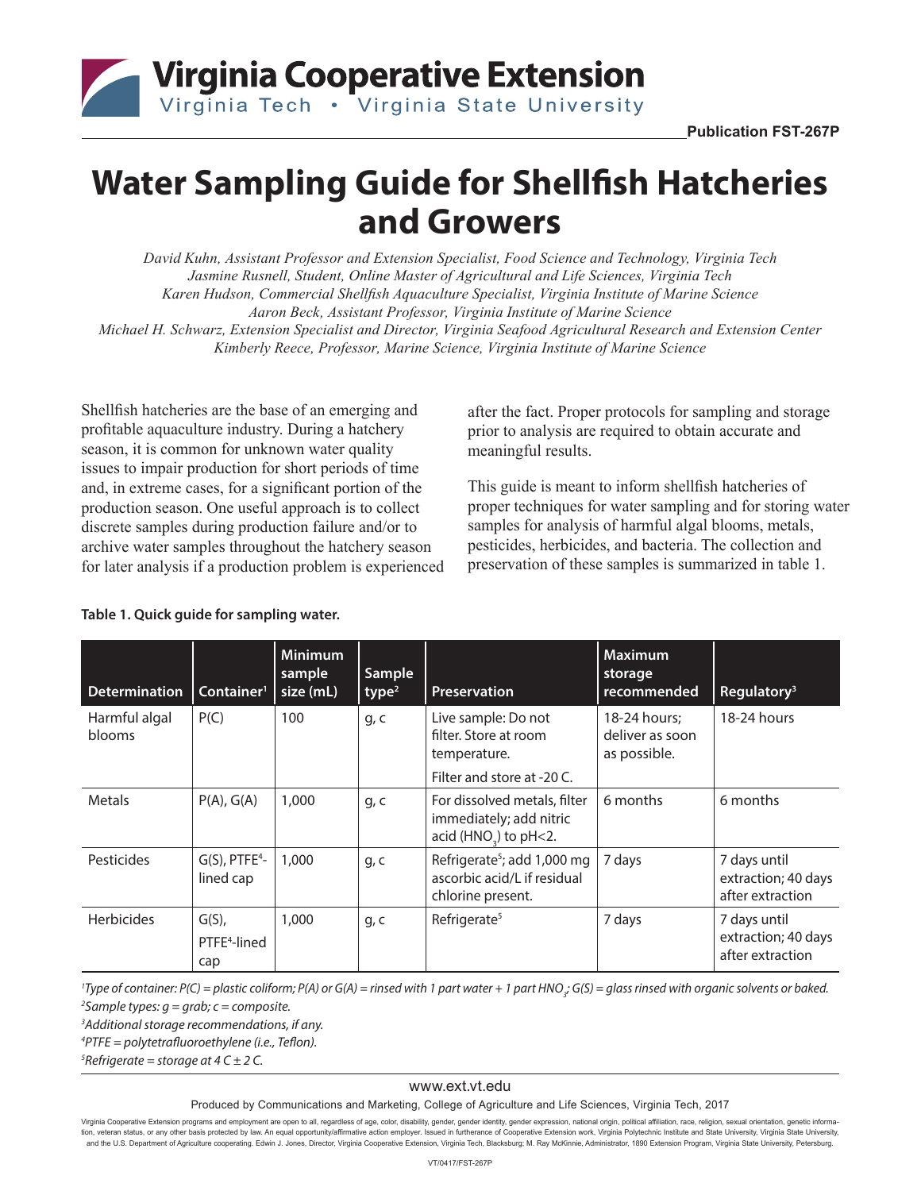Virginia Cooperative Extension
Virginia Tech • Virginia State University

Publication FST-267P

# Water Sampling Guide for Shellfish Hatcheries and Growers

*David Kuhn, Assistant Professor and Extension Specialist, Food Science and Technology, Virginia Tech*
*Jasmine Rusnell, Student, Online Master of Agricultural and Life Sciences, Virginia Tech*
*Karen Hudson, Commercial Shellfish Aquaculture Specialist, Virginia Institute of Marine Science*
*Aaron Beck, Assistant Professor, Virginia Institute of Marine Science*
*Michael H. Schwarz, Extension Specialist and Director, Virginia Seafood Agricultural Research and Extension Center*
*Kimberly Reece, Professor, Marine Science, Virginia Institute of Marine Science*

Shellfish hatcheries are the base of an emerging and profitable aquaculture industry. During a hatchery season, it is common for unknown water quality issues to impair production for short periods of time and, in extreme cases, for a significant portion of the production season. One useful approach is to collect discrete samples during production failure and/or to archive water samples throughout the hatchery season for later analysis if a production problem is experienced after the fact. Proper protocols for sampling and storage prior to analysis are required to obtain accurate and meaningful results.

This guide is meant to inform shellfish hatcheries of proper techniques for water sampling and for storing water samples for analysis of harmful algal blooms, metals, pesticides, herbicides, and bacteria. The collection and preservation of these samples is summarized in table 1.

**Table 1. Quick guide for sampling water.**

| Determination | Container[1] | Minimum sample size (mL) | Sample type[2] | Preservation | Maximum storage recommended | Regulatory[3] |
|---|---|---|---|---|---|---|
| Harmful algal blooms | P(C) | 100 | g, c | Live sample: Do not filter. Store at room temperature. Filter and store at -20 C. | 18-24 hours; deliver as soon as possible. | 18-24 hours |
| Metals | P(A), G(A) | 1,000 | g, c | For dissolved metals, filter immediately; add nitric acid ($HNO_3$) to pH<2. | 6 months | 6 months |
| Pesticides | G(S), PTFE[4]-lined cap | 1,000 | g, c | Refrigerate[5]; add 1,000 mg ascorbic acid/L if residual chlorine present. | 7 days | 7 days until extraction; 40 days after extraction |
| Herbicides | G(S), PTFE[4]-lined cap | 1,000 | g, c | Refrigerate[5] | 7 days | 7 days until extraction; 40 days after extraction |

*[1]Type of container: P(C) = plastic coliform; P(A) or G(A) = rinsed with 1 part water + 1 part $HNO_3$; G(S) = glass rinsed with organic solvents or baked.*
*[2]Sample types: g = grab; c = composite.*
*[3]Additional storage recommendations, if any.*
*[4]PTFE = polytetrafluoroethylene (i.e., Teflon).*
*[5]Refrigerate = storage at 4 C ± 2 C.*

www.ext.vt.edu

Produced by Communications and Marketing, College of Agriculture and Life Sciences, Virginia Tech, 2017

Virginia Cooperative Extension programs and employment are open to all, regardless of age, color, disability, gender, gender identity, gender expression, national origin, political affiliation, race, religion, sexual orientation, genetic information, veteran status, or any other basis protected by law. An equal opportunity/affirmative action employer. Issued in furtherance of Cooperative Extension work, Virginia Polytechnic Institute and State University, Virginia State University, and the U.S. Department of Agriculture cooperating. Edwin J. Jones, Director, Virginia Cooperative Extension, Virginia Tech, Blacksburg; M. Ray McKinnie, Administrator, 1890 Extension Program, Virginia State University, Petersburg.

VT/0417/FST-267P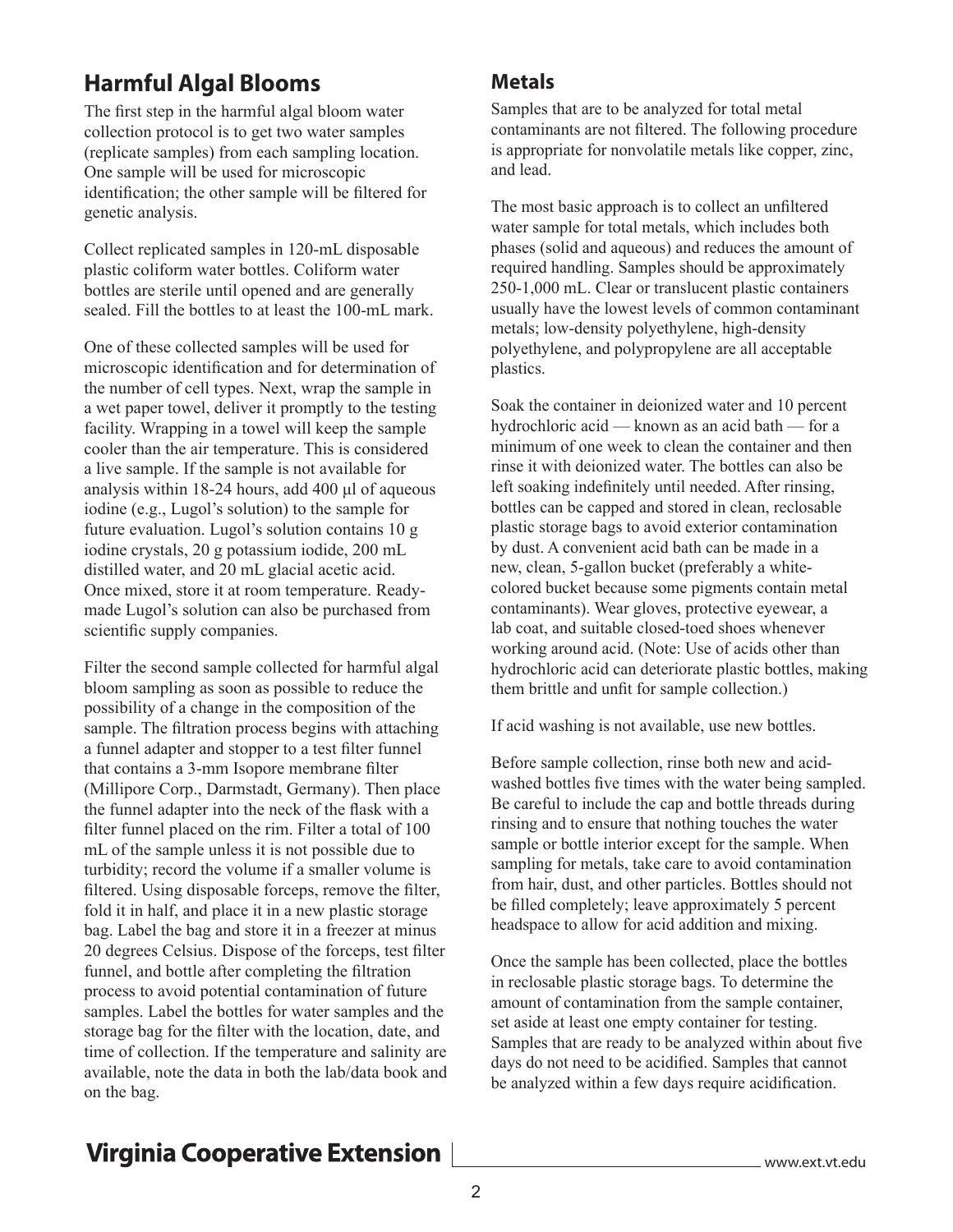## Harmful Algal Blooms

The first step in the harmful algal bloom water collection protocol is to get two water samples (replicate samples) from each sampling location. One sample will be used for microscopic identification; the other sample will be filtered for genetic analysis.

Collect replicated samples in 120-mL disposable plastic coliform water bottles. Coliform water bottles are sterile until opened and are generally sealed. Fill the bottles to at least the 100-mL mark.

One of these collected samples will be used for microscopic identification and for determination of the number of cell types. Next, wrap the sample in a wet paper towel, deliver it promptly to the testing facility. Wrapping in a towel will keep the sample cooler than the air temperature. This is considered a live sample. If the sample is not available for analysis within 18-24 hours, add 400 μl of aqueous iodine (e.g., Lugol's solution) to the sample for future evaluation. Lugol's solution contains 10 g iodine crystals, 20 g potassium iodide, 200 mL distilled water, and 20 mL glacial acetic acid. Once mixed, store it at room temperature. Ready-made Lugol's solution can also be purchased from scientific supply companies.

Filter the second sample collected for harmful algal bloom sampling as soon as possible to reduce the possibility of a change in the composition of the sample. The filtration process begins with attaching a funnel adapter and stopper to a test filter funnel that contains a 3-mm Isopore membrane filter (Millipore Corp., Darmstadt, Germany). Then place the funnel adapter into the neck of the flask with a filter funnel placed on the rim. Filter a total of 100 mL of the sample unless it is not possible due to turbidity; record the volume if a smaller volume is filtered. Using disposable forceps, remove the filter, fold it in half, and place it in a new plastic storage bag. Label the bag and store it in a freezer at minus 20 degrees Celsius. Dispose of the forceps, test filter funnel, and bottle after completing the filtration process to avoid potential contamination of future samples. Label the bottles for water samples and the storage bag for the filter with the location, date, and time of collection. If the temperature and salinity are available, note the data in both the lab/data book and on the bag.

### Metals

Samples that are to be analyzed for total metal contaminants are not filtered. The following procedure is appropriate for nonvolatile metals like copper, zinc, and lead.

The most basic approach is to collect an unfiltered water sample for total metals, which includes both phases (solid and aqueous) and reduces the amount of required handling. Samples should be approximately 250-1,000 mL. Clear or translucent plastic containers usually have the lowest levels of common contaminant metals; low-density polyethylene, high-density polyethylene, and polypropylene are all acceptable plastics.

Soak the container in deionized water and 10 percent hydrochloric acid — known as an acid bath — for a minimum of one week to clean the container and then rinse it with deionized water. The bottles can also be left soaking indefinitely until needed. After rinsing, bottles can be capped and stored in clean, reclosable plastic storage bags to avoid exterior contamination by dust. A convenient acid bath can be made in a new, clean, 5-gallon bucket (preferably a white-colored bucket because some pigments contain metal contaminants). Wear gloves, protective eyewear, a lab coat, and suitable closed-toed shoes whenever working around acid. (Note: Use of acids other than hydrochloric acid can deteriorate plastic bottles, making them brittle and unfit for sample collection.)

If acid washing is not available, use new bottles.

Before sample collection, rinse both new and acid-washed bottles five times with the water being sampled. Be careful to include the cap and bottle threads during rinsing and to ensure that nothing touches the water sample or bottle interior except for the sample. When sampling for metals, take care to avoid contamination from hair, dust, and other particles. Bottles should not be filled completely; leave approximately 5 percent headspace to allow for acid addition and mixing.

Once the sample has been collected, place the bottles in reclosable plastic storage bags. To determine the amount of contamination from the sample container, set aside at least one empty container for testing. Samples that are ready to be analyzed within about five days do not need to be acidified. Samples that cannot be analyzed within a few days require acidification.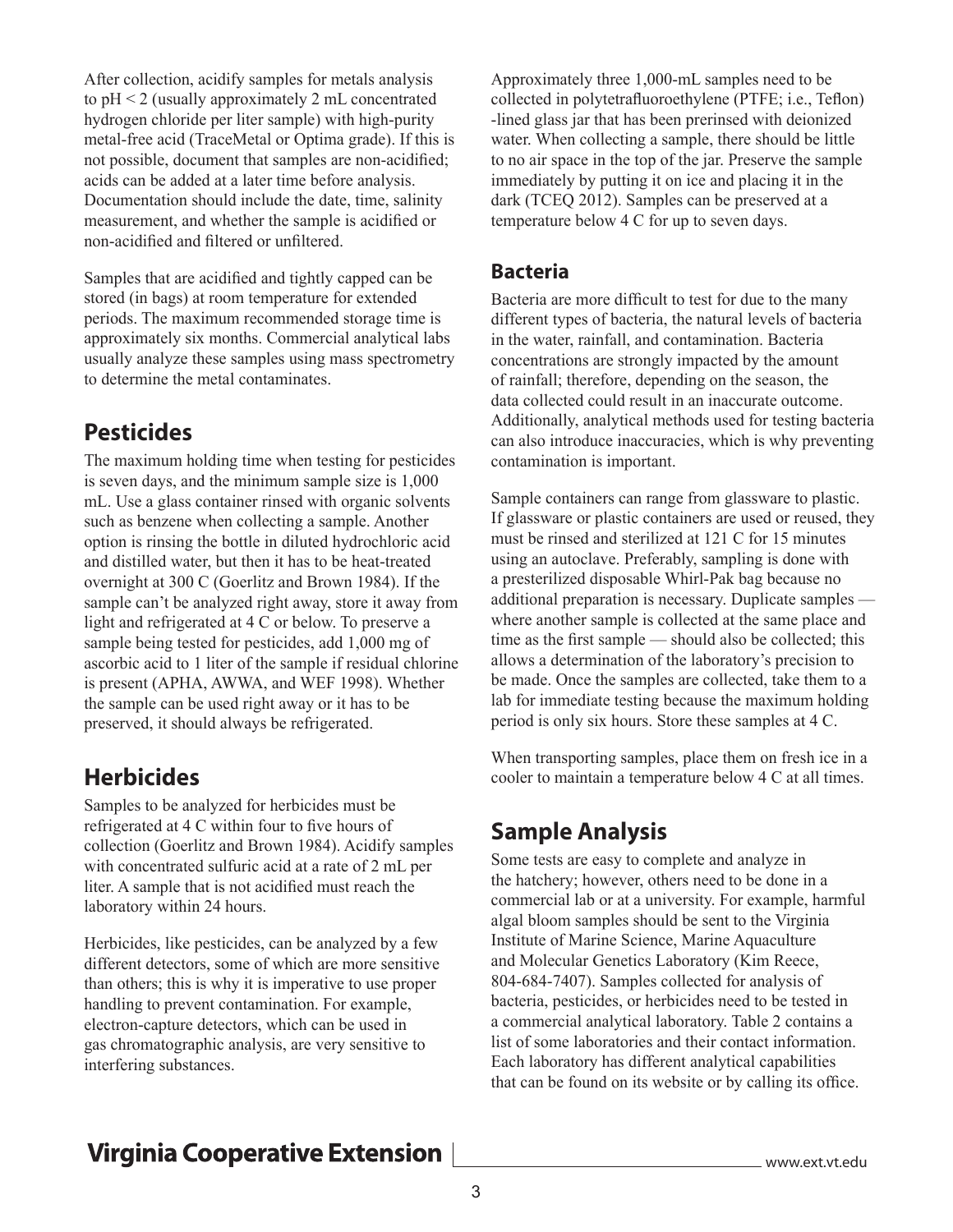After collection, acidify samples for metals analysis to pH < 2 (usually approximately 2 mL concentrated hydrogen chloride per liter sample) with high-purity metal-free acid (TraceMetal or Optima grade). If this is not possible, document that samples are non-acidified; acids can be added at a later time before analysis. Documentation should include the date, time, salinity measurement, and whether the sample is acidified or non-acidified and filtered or unfiltered.

Samples that are acidified and tightly capped can be stored (in bags) at room temperature for extended periods. The maximum recommended storage time is approximately six months. Commercial analytical labs usually analyze these samples using mass spectrometry to determine the metal contaminates.

## Pesticides

The maximum holding time when testing for pesticides is seven days, and the minimum sample size is 1,000 mL. Use a glass container rinsed with organic solvents such as benzene when collecting a sample. Another option is rinsing the bottle in diluted hydrochloric acid and distilled water, but then it has to be heat-treated overnight at 300 C (Goerlitz and Brown 1984). If the sample can't be analyzed right away, store it away from light and refrigerated at 4 C or below. To preserve a sample being tested for pesticides, add 1,000 mg of ascorbic acid to 1 liter of the sample if residual chlorine is present (APHA, AWWA, and WEF 1998). Whether the sample can be used right away or it has to be preserved, it should always be refrigerated.

## Herbicides

Samples to be analyzed for herbicides must be refrigerated at 4 C within four to five hours of collection (Goerlitz and Brown 1984). Acidify samples with concentrated sulfuric acid at a rate of 2 mL per liter. A sample that is not acidified must reach the laboratory within 24 hours.

Herbicides, like pesticides, can be analyzed by a few different detectors, some of which are more sensitive than others; this is why it is imperative to use proper handling to prevent contamination. For example, electron-capture detectors, which can be used in gas chromatographic analysis, are very sensitive to interfering substances.

Approximately three 1,000-mL samples need to be collected in polytetrafluoroethylene (PTFE; i.e., Teflon) -lined glass jar that has been prerinsed with deionized water. When collecting a sample, there should be little to no air space in the top of the jar. Preserve the sample immediately by putting it on ice and placing it in the dark (TCEQ 2012). Samples can be preserved at a temperature below 4 C for up to seven days.

### Bacteria

Bacteria are more difficult to test for due to the many different types of bacteria, the natural levels of bacteria in the water, rainfall, and contamination. Bacteria concentrations are strongly impacted by the amount of rainfall; therefore, depending on the season, the data collected could result in an inaccurate outcome. Additionally, analytical methods used for testing bacteria can also introduce inaccuracies, which is why preventing contamination is important.

Sample containers can range from glassware to plastic. If glassware or plastic containers are used or reused, they must be rinsed and sterilized at 121 C for 15 minutes using an autoclave. Preferably, sampling is done with a presterilized disposable Whirl-Pak bag because no additional preparation is necessary. Duplicate samples — where another sample is collected at the same place and time as the first sample — should also be collected; this allows a determination of the laboratory's precision to be made. Once the samples are collected, take them to a lab for immediate testing because the maximum holding period is only six hours. Store these samples at 4 C.

When transporting samples, place them on fresh ice in a cooler to maintain a temperature below 4 C at all times.

## Sample Analysis

Some tests are easy to complete and analyze in the hatchery; however, others need to be done in a commercial lab or at a university. For example, harmful algal bloom samples should be sent to the Virginia Institute of Marine Science, Marine Aquaculture and Molecular Genetics Laboratory (Kim Reece, 804-684-7407). Samples collected for analysis of bacteria, pesticides, or herbicides need to be tested in a commercial analytical laboratory. Table 2 contains a list of some laboratories and their contact information. Each laboratory has different analytical capabilities that can be found on its website or by calling its office.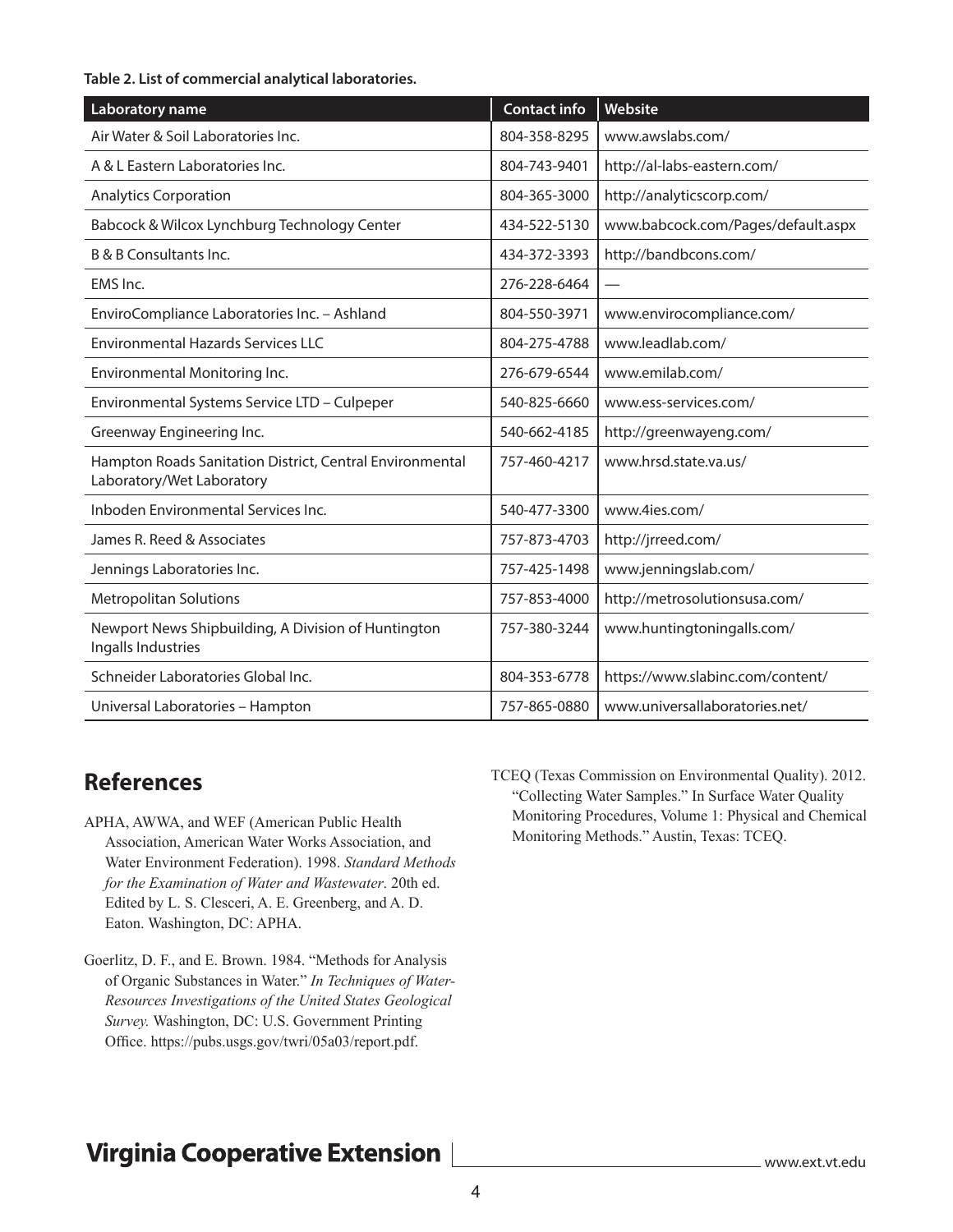**Table 2. List of commercial analytical laboratories.**

| Laboratory name | Contact info | Website |
|---|---|---|
| Air Water & Soil Laboratories Inc. | 804-358-8295 | www.awslabs.com/ |
| A & L Eastern Laboratories Inc. | 804-743-9401 | http://al-labs-eastern.com/ |
| Analytics Corporation | 804-365-3000 | http://analyticscorp.com/ |
| Babcock & Wilcox Lynchburg Technology Center | 434-522-5130 | www.babcock.com/Pages/default.aspx |
| B & B Consultants Inc. | 434-372-3393 | http://bandbcons.com/ |
| EMS Inc. | 276-228-6464 | — |
| EnviroCompliance Laboratories Inc. – Ashland | 804-550-3971 | www.envirocompliance.com/ |
| Environmental Hazards Services LLC | 804-275-4788 | www.leadlab.com/ |
| Environmental Monitoring Inc. | 276-679-6544 | www.emilab.com/ |
| Environmental Systems Service LTD – Culpeper | 540-825-6660 | www.ess-services.com/ |
| Greenway Engineering Inc. | 540-662-4185 | http://greenwayeng.com/ |
| Hampton Roads Sanitation District, Central Environmental Laboratory/Wet Laboratory | 757-460-4217 | www.hrsd.state.va.us/ |
| Inboden Environmental Services Inc. | 540-477-3300 | www.4ies.com/ |
| James R. Reed & Associates | 757-873-4703 | http://jrreed.com/ |
| Jennings Laboratories Inc. | 757-425-1498 | www.jenningslab.com/ |
| Metropolitan Solutions | 757-853-4000 | http://metrosolutionsusa.com/ |
| Newport News Shipbuilding, A Division of Huntington Ingalls Industries | 757-380-3244 | www.huntingtoningalls.com/ |
| Schneider Laboratories Global Inc. | 804-353-6778 | https://www.slabinc.com/content/ |
| Universal Laboratories – Hampton | 757-865-0880 | www.universallaboratories.net/ |

## References

APHA, AWWA, and WEF (American Public Health Association, American Water Works Association, and Water Environment Federation). 1998. *Standard Methods for the Examination of Water and Wastewater*. 20th ed. Edited by L. S. Clesceri, A. E. Greenberg, and A. D. Eaton. Washington, DC: APHA.

Goerlitz, D. F., and E. Brown. 1984. "Methods for Analysis of Organic Substances in Water." *In Techniques of Water-Resources Investigations of the United States Geological Survey.* Washington, DC: U.S. Government Printing Office. https://pubs.usgs.gov/twri/05a03/report.pdf.

TCEQ (Texas Commission on Environmental Quality). 2012. "Collecting Water Samples." In Surface Water Quality Monitoring Procedures, Volume 1: Physical and Chemical Monitoring Methods." Austin, Texas: TCEQ.